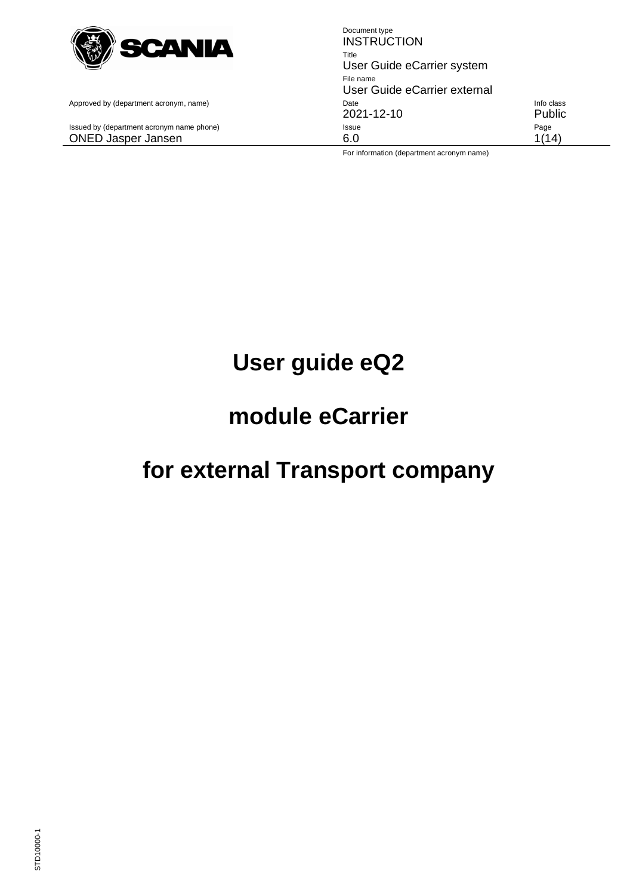| | Document type | |
|---|---|---|
| | INSTRUCTION | |
| | Title | |
| | User Guide eCarrier system | |
| | File name | |
| | User Guide eCarrier external | |
| Approved by (department acronym, name) | Date | Info class |
| | 2021-12-10 | Public |
| Issued by (department acronym name phone) | Issue | |
| ONED Jasper Jansen | 6.0 | |
| | For information (department acronym name) | |

# User guide eQ2

# module eCarrier

# for external Transport company

STD10000-1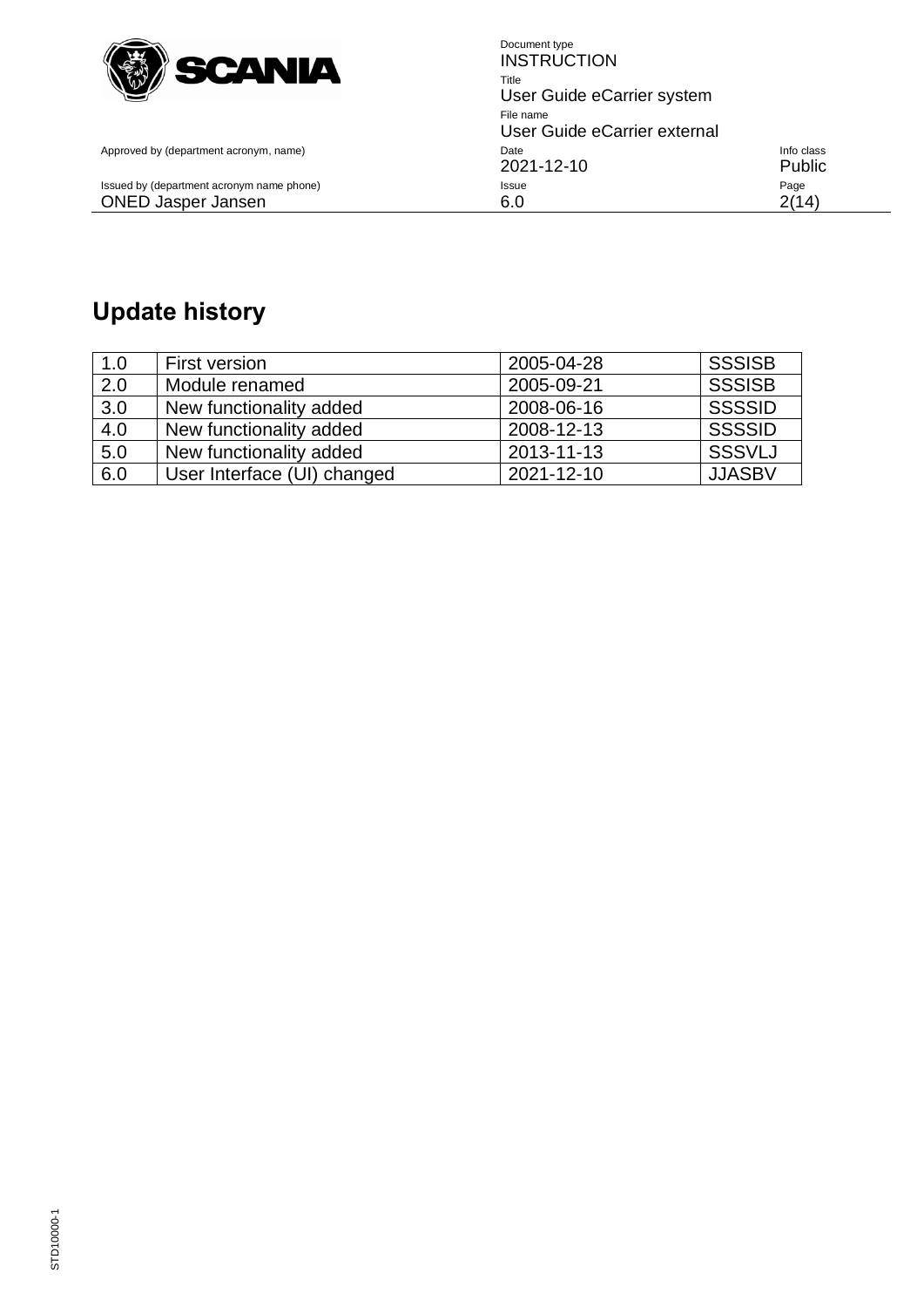## Update history

| | | | |
|---|---|---|---|
| 1.0 | First version | 2005-04-28 | SSSISB |
| 2.0 | Module renamed | 2005-09-21 | SSSISB |
| 3.0 | New functionality added | 2008-06-16 | SSSSID |
| 4.0 | New functionality added | 2008-12-13 | SSSSID |
| 5.0 | New functionality added | 2013-11-13 | SSSVLJ |
| 6.0 | User Interface (UI) changed | 2021-12-10 | JJASBV |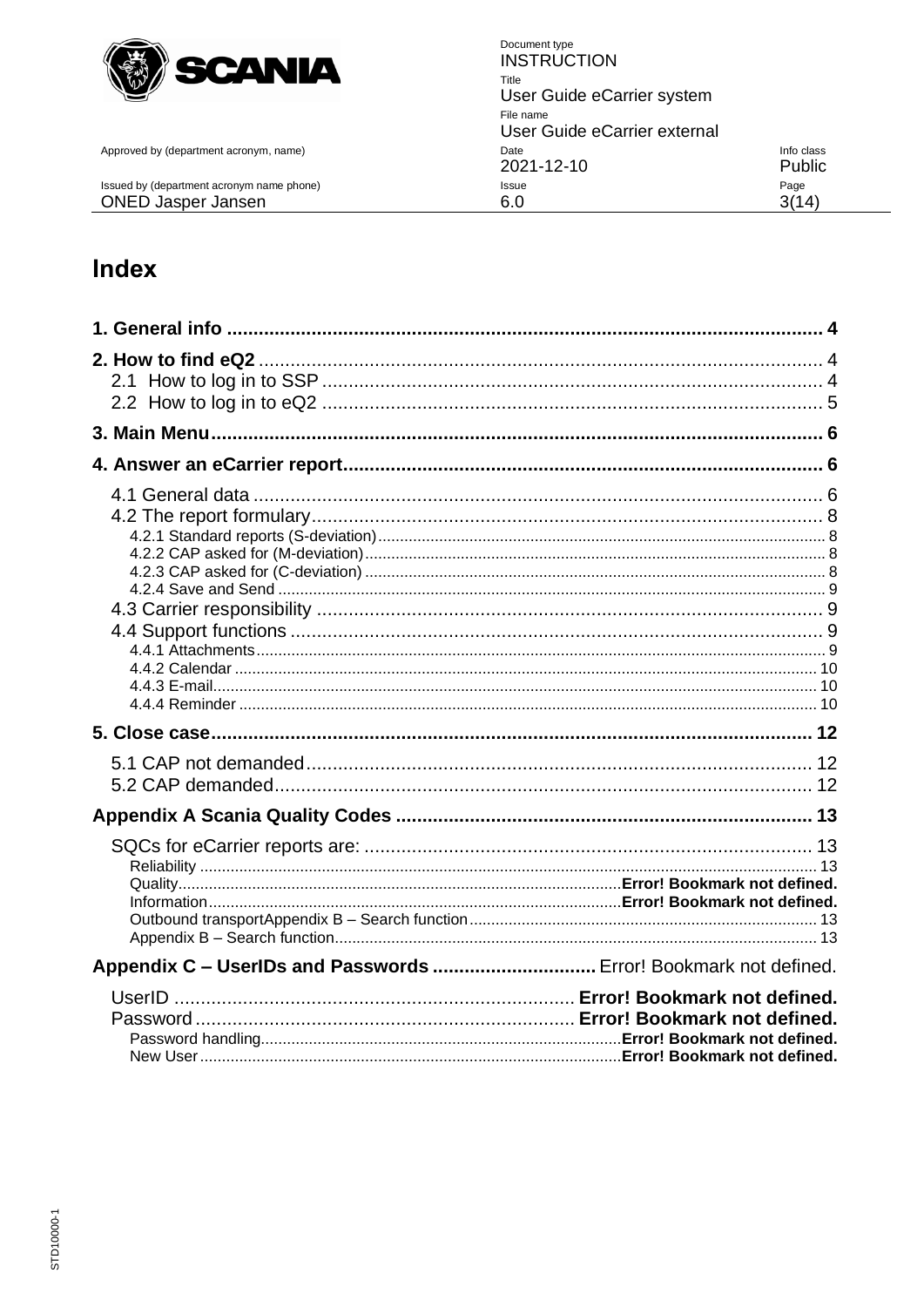# Index

**1. General info** ........................................................................................................ 4

**2. How to find eQ2** ........................................................................................................ 4
- 2.1 How to log in to SSP ........................................................................................................ 4
- 2.2 How to log in to eQ2 ........................................................................................................ 5

**3. Main Menu** ........................................................................................................ 6

**4. Answer an eCarrier report** ........................................................................................................ 6

- 4.1 General data ........................................................................................................ 6
- 4.2 The report formulary ........................................................................................................ 8
  - 4.2.1 Standard reports (S-deviation) ........................................................................................................ 8
  - 4.2.2 CAP asked for (M-deviation) ........................................................................................................ 8
  - 4.2.3 CAP asked for (C-deviation) ........................................................................................................ 8
  - 4.2.4 Save and Send ........................................................................................................ 9
- 4.3 Carrier responsibility ........................................................................................................ 9
- 4.4 Support functions ........................................................................................................ 9
  - 4.4.1 Attachments ........................................................................................................ 9
  - 4.4.2 Calendar ........................................................................................................ 10
  - 4.4.3 E-mail ........................................................................................................ 10
  - 4.4.4 Reminder ........................................................................................................ 10

**5. Close case** ........................................................................................................ 12

- 5.1 CAP not demanded ........................................................................................................ 12
- 5.2 CAP demanded ........................................................................................................ 12

**Appendix A Scania Quality Codes** ........................................................................................................ 13

- SQCs for eCarrier reports are: ........................................................................................................ 13
  - Reliability ........................................................................................................ 13
  - Quality ........................................................................................................ **Error! Bookmark not defined.**
  - Information ........................................................................................................ **Error! Bookmark not defined.**
  - Outbound transportAppendix B – Search function ........................................................................................................ 13
  - Appendix B – Search function ........................................................................................................ 13

**Appendix C – UserIDs and Passwords** ........................................................................................................ Error! Bookmark not defined.

- UserID ........................................................................................................ **Error! Bookmark not defined.**
- Password ........................................................................................................ **Error! Bookmark not defined.**
  - Password handling ........................................................................................................ **Error! Bookmark not defined.**
  - New User ........................................................................................................ **Error! Bookmark not defined.**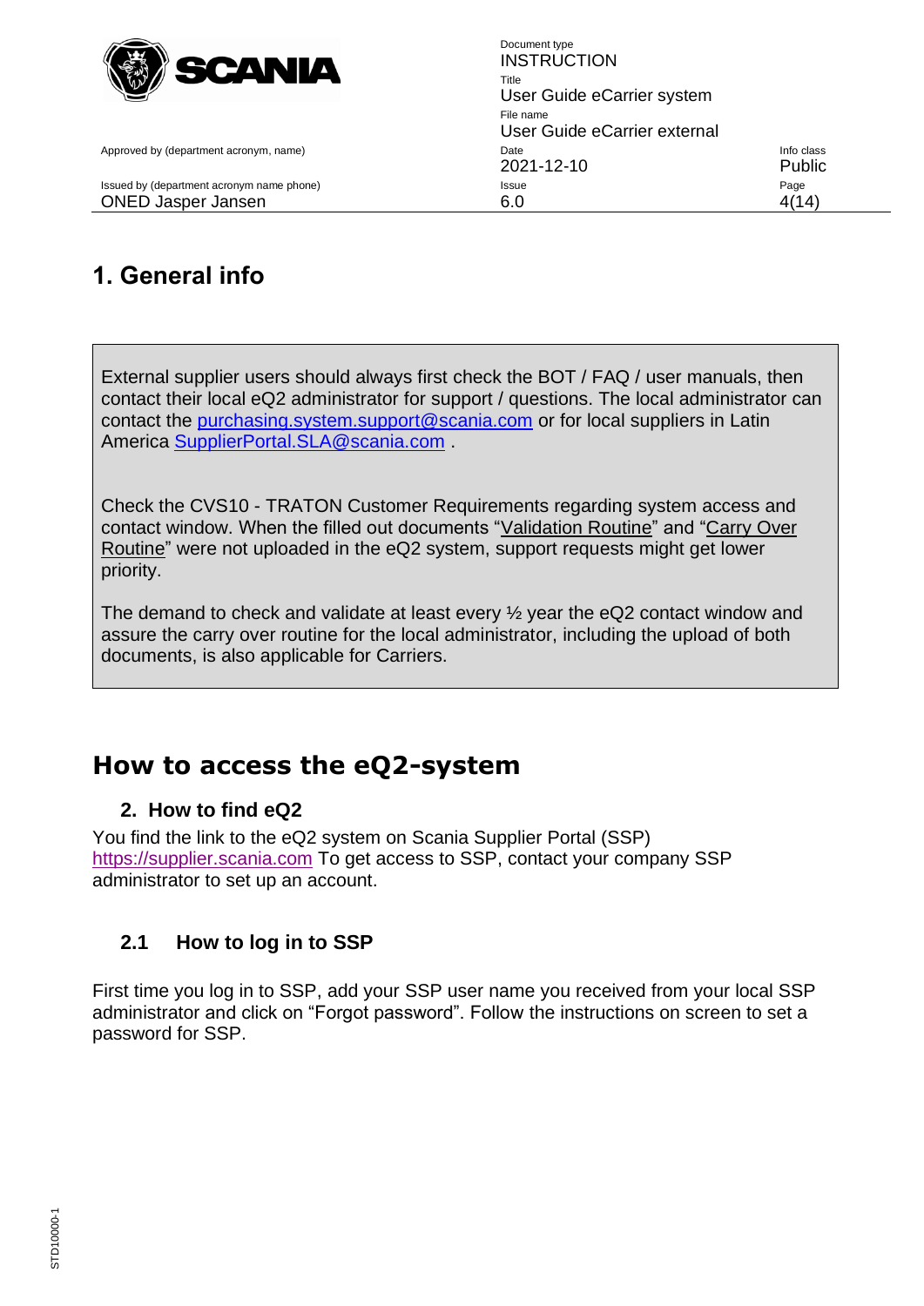# 1. General info

External supplier users should always first check the BOT / FAQ / user manuals, then contact their local eQ2 administrator for support / questions. The local administrator can contact the purchasing.system.support@scania.com or for local suppliers in Latin America SupplierPortal.SLA@scania.com .

Check the CVS10 - TRATON Customer Requirements regarding system access and contact window. When the filled out documents "Validation Routine" and "Carry Over Routine" were not uploaded in the eQ2 system, support requests might get lower priority.

The demand to check and validate at least every ½ year the eQ2 contact window and assure the carry over routine for the local administrator, including the upload of both documents, is also applicable for Carriers.

# How to access the eQ2-system

## 2. How to find eQ2

You find the link to the eQ2 system on Scania Supplier Portal (SSP) https://supplier.scania.com To get access to SSP, contact your company SSP administrator to set up an account.

## 2.1 How to log in to SSP

First time you log in to SSP, add your SSP user name you received from your local SSP administrator and click on "Forgot password". Follow the instructions on screen to set a password for SSP.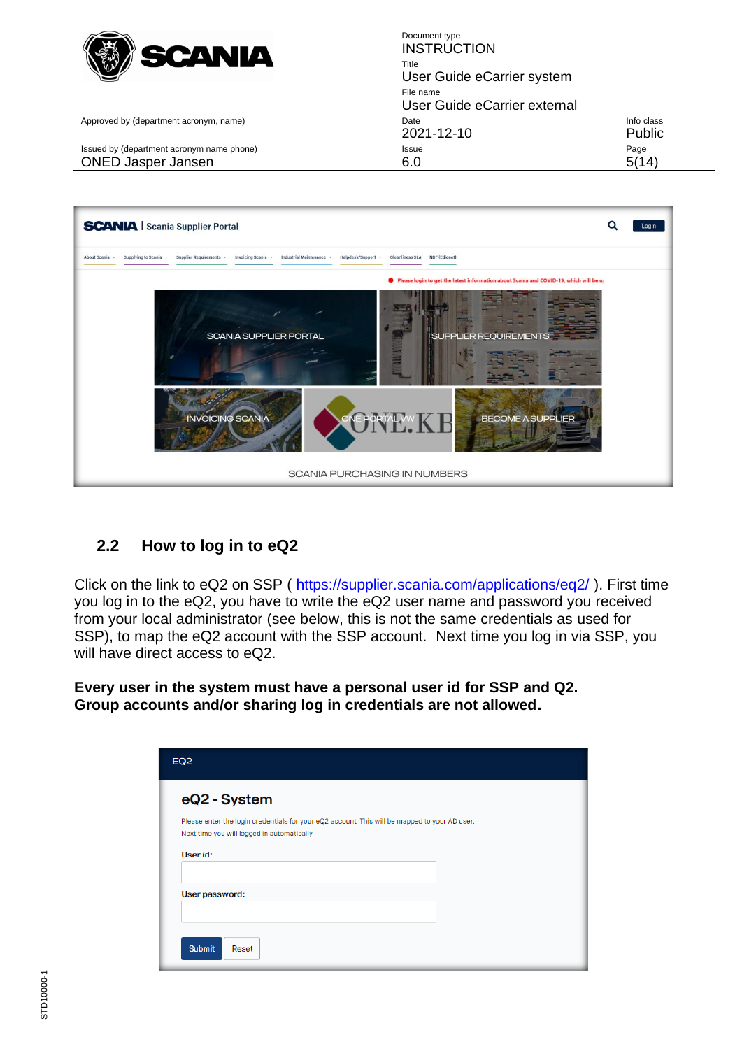## 2.2 How to log in to eQ2

Click on the link to eQ2 on SSP ( https://supplier.scania.com/applications/eq2/ ). First time you log in to the eQ2, you have to write the eQ2 user name and password you received from your local administrator (see below, this is not the same credentials as used for SSP), to map the eQ2 account with the SSP account. Next time you log in via SSP, you will have direct access to eQ2.

**Every user in the system must have a personal user id for SSP and Q2. Group accounts and/or sharing log in credentials are not allowed.**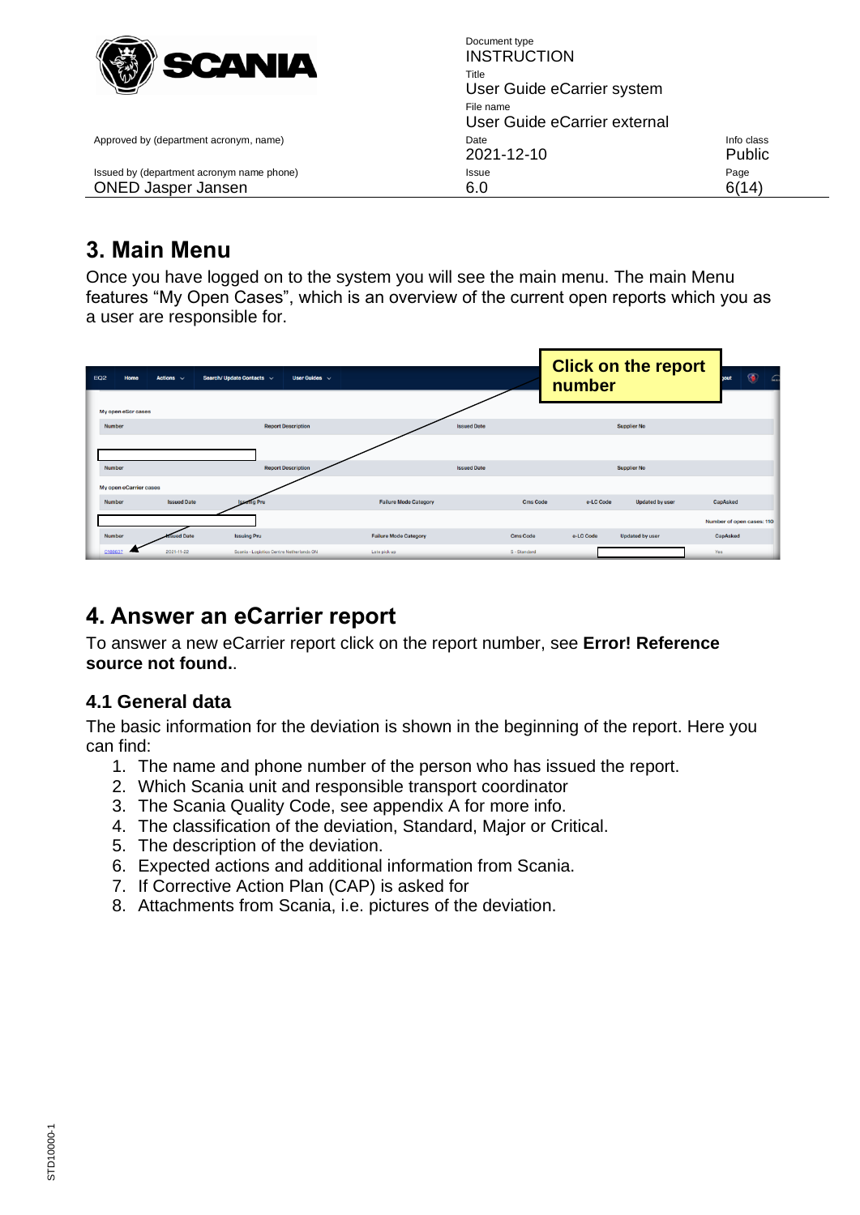## 3. Main Menu

Once you have logged on to the system you will see the main menu. The main Menu features "My Open Cases", which is an overview of the current open reports which you as a user are responsible for.

## 4. Answer an eCarrier report

To answer a new eCarrier report click on the report number, see **Error! Reference source not found.**.

### 4.1 General data

The basic information for the deviation is shown in the beginning of the report. Here you can find:

1. The name and phone number of the person who has issued the report.
2. Which Scania unit and responsible transport coordinator
3. The Scania Quality Code, see appendix A for more info.
4. The classification of the deviation, Standard, Major or Critical.
5. The description of the deviation.
6. Expected actions and additional information from Scania.
7. If Corrective Action Plan (CAP) is asked for
8. Attachments from Scania, i.e. pictures of the deviation.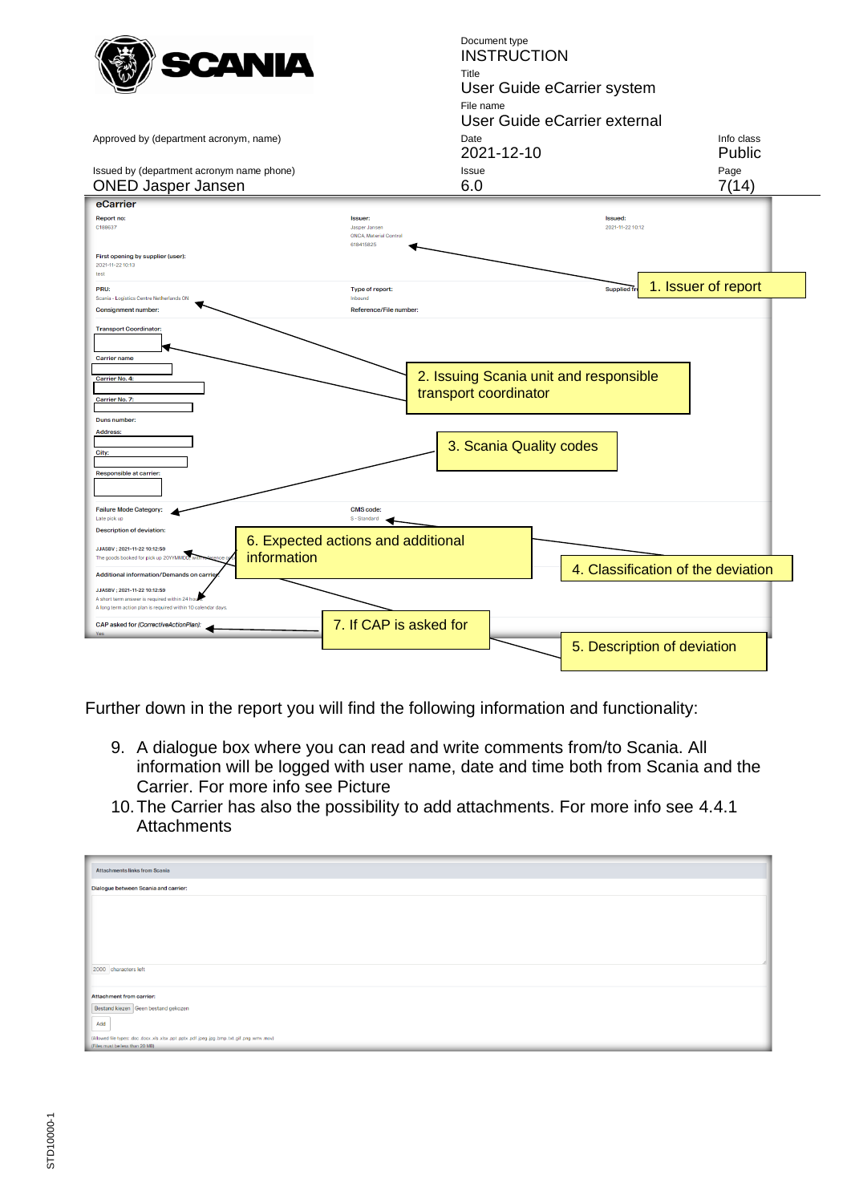eCarrier

| Report no: | Issuer: | Issued: |
|---|---|---|
| C168637 | Jasper Jansen<br>ONCA, Material Control<br>618415825 | 2021-11-22 10:12 |

First opening by supplier (user):
2021-11-22 10:13
test

| PRU: | Type of report: | Supplied fr |
|---|---|---|
| Scania - Logistics Centre Netherlands ON | Inbound | |

Consignment number:

Reference/File number:

Transport Coordinator:

Carrier name

Carrier No. 4:

Carrier No. 7:

Duns number:

Address:

City:

Responsible at carrier:

Failure Mode Category:
Late pick up

CMS code:
S - Standard

Description of deviation:

JJASBV ; 2021-11-22 10:12:59
The goods booked for pick up 20YYMMDD with reference n...

Additional information/Demands on carrier:

JJASBV ; 2021-11-22 10:12:59
A short term answer is required within 24 hours
A long term action plan is required within 10 calendar days

CAP asked for (CorrectiveActionPlan):
Yes

1. Issuer of report

2. Issuing Scania unit and responsible transport coordinator

3. Scania Quality codes

4. Classification of the deviation

5. Description of deviation

6. Expected actions and additional information

7. If CAP is asked for

Further down in the report you will find the following information and functionality:

9. A dialogue box where you can read and write comments from/to Scania. All information will be logged with user name, date and time both from Scania and the Carrier. For more info see Picture
10. The Carrier has also the possibility to add attachments. For more info see 4.4.1 Attachments

Attachments links from Scania

Dialogue between Scania and carrier:

2000 characters left

Attachment from carrier:

Bestand kiezen Geen bestand gekozen

Add

(Allowed file types: doc .docx .xls .xlsx .ppt .pptx .pdf .jpeg .jpg .bmp .txt .gif .png .wmv .mov)
(Files must be less than 20 MB)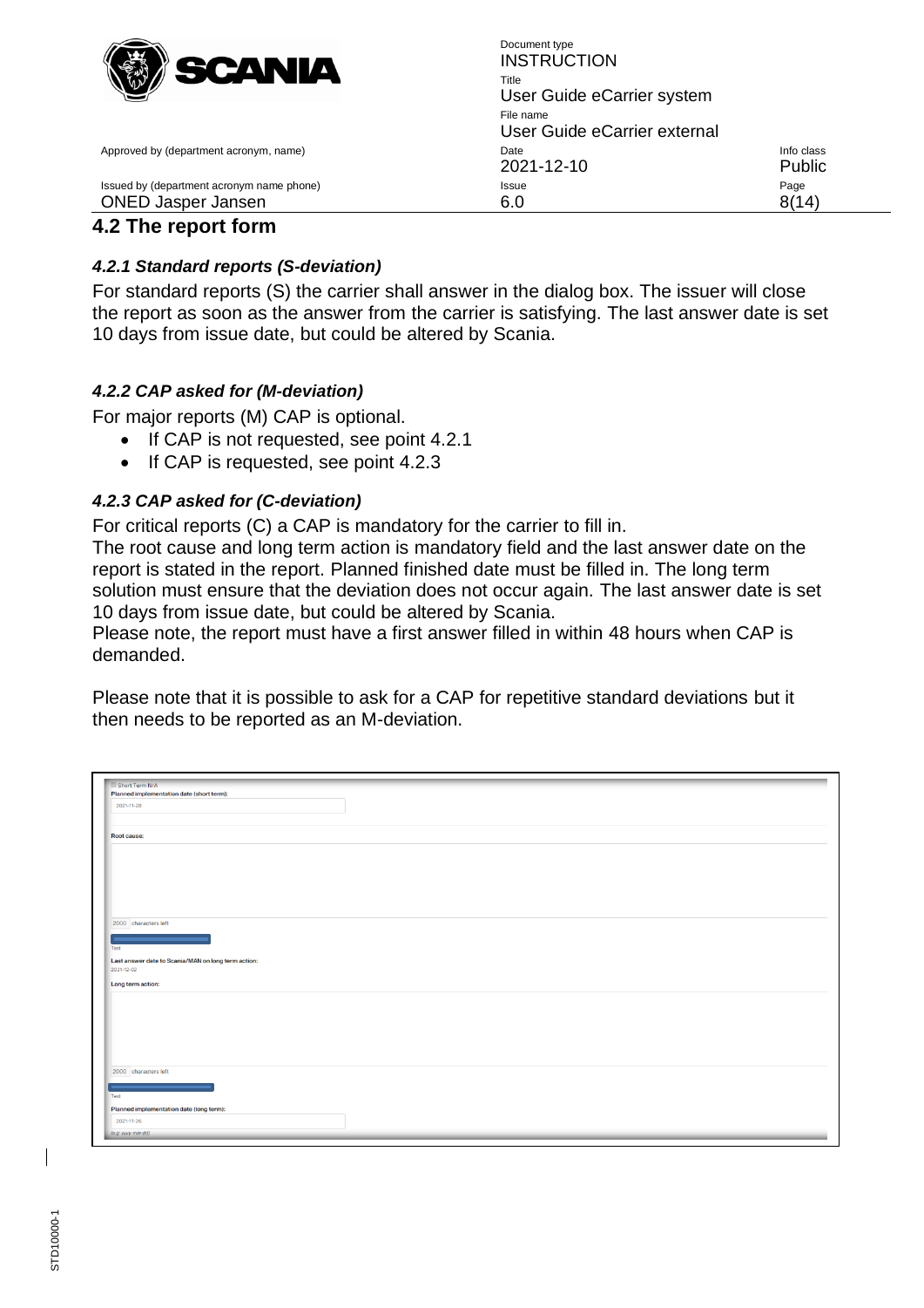## 4.2 The report form

### *4.2.1 Standard reports (S-deviation)*

For standard reports (S) the carrier shall answer in the dialog box. The issuer will close the report as soon as the answer from the carrier is satisfying. The last answer date is set 10 days from issue date, but could be altered by Scania.

### *4.2.2 CAP asked for (M-deviation)*

For major reports (M) CAP is optional.

- If CAP is not requested, see point 4.2.1
- If CAP is requested, see point 4.2.3

### *4.2.3 CAP asked for (C-deviation)*

For critical reports (C) a CAP is mandatory for the carrier to fill in.
The root cause and long term action is mandatory field and the last answer date on the report is stated in the report. Planned finished date must be filled in. The long term solution must ensure that the deviation does not occur again. The last answer date is set 10 days from issue date, but could be altered by Scania.
Please note, the report must have a first answer filled in within 48 hours when CAP is demanded.

Please note that it is possible to ask for a CAP for repetitive standard deviations but it then needs to be reported as an M-deviation.

Short Term N/A
Planned implementation date (short term):
2021-11-28

Root cause:

2000 characters left

Test

Last answer date to Scania/MAN on long term action:
2021-12-02

Long term action:

2000 characters left

Test

Planned implementation date (long term):
2021-11-26
(e.g. yyyy-mm-dd)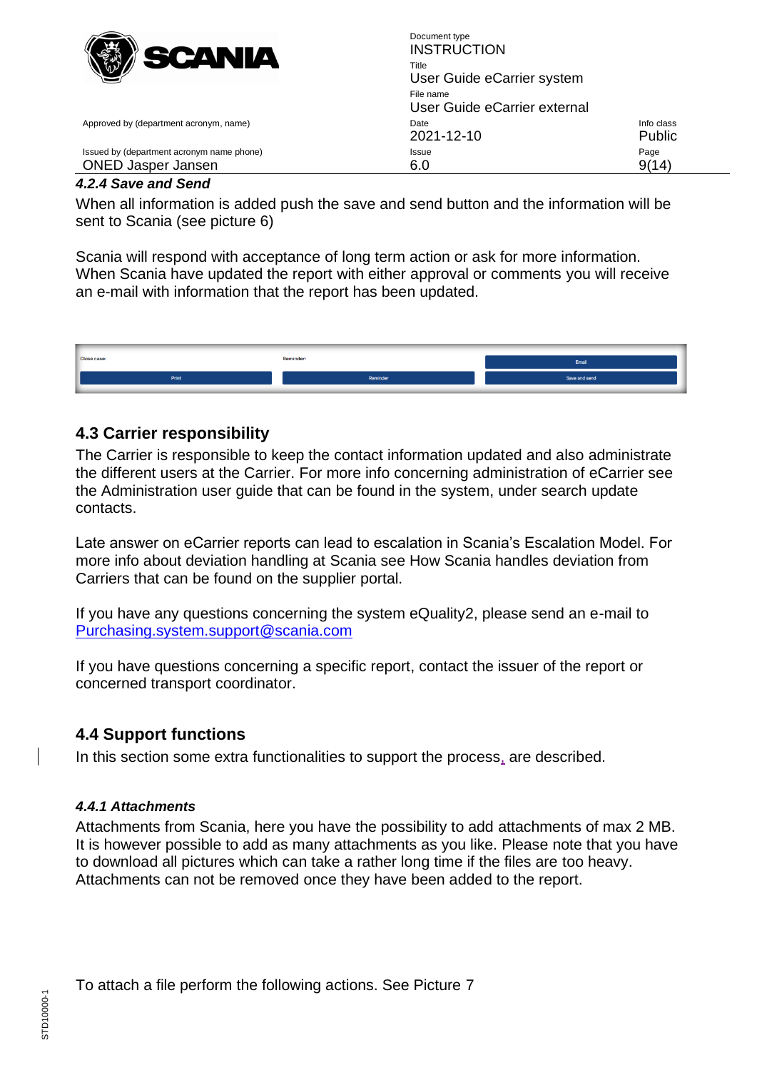#### 4.2.4 Save and Send

When all information is added push the save and send button and the information will be sent to Scania (see picture 6)

Scania will respond with acceptance of long term action or ask for more information. When Scania have updated the report with either approval or comments you will receive an e-mail with information that the report has been updated.

Close case: Reminder: Email

Print Reminder Save and send

### 4.3 Carrier responsibility

The Carrier is responsible to keep the contact information updated and also administrate the different users at the Carrier. For more info concerning administration of eCarrier see the Administration user guide that can be found in the system, under search update contacts.

Late answer on eCarrier reports can lead to escalation in Scania's Escalation Model. For more info about deviation handling at Scania see How Scania handles deviation from Carriers that can be found on the supplier portal.

If you have any questions concerning the system eQuality2, please send an e-mail to Purchasing.system.support@scania.com

If you have questions concerning a specific report, contact the issuer of the report or concerned transport coordinator.

### 4.4 Support functions

In this section some extra functionalities to support the process, are described.

#### 4.4.1 Attachments

Attachments from Scania, here you have the possibility to add attachments of max 2 MB. It is however possible to add as many attachments as you like. Please note that you have to download all pictures which can take a rather long time if the files are too heavy. Attachments can not be removed once they have been added to the report.

To attach a file perform the following actions. See Picture 7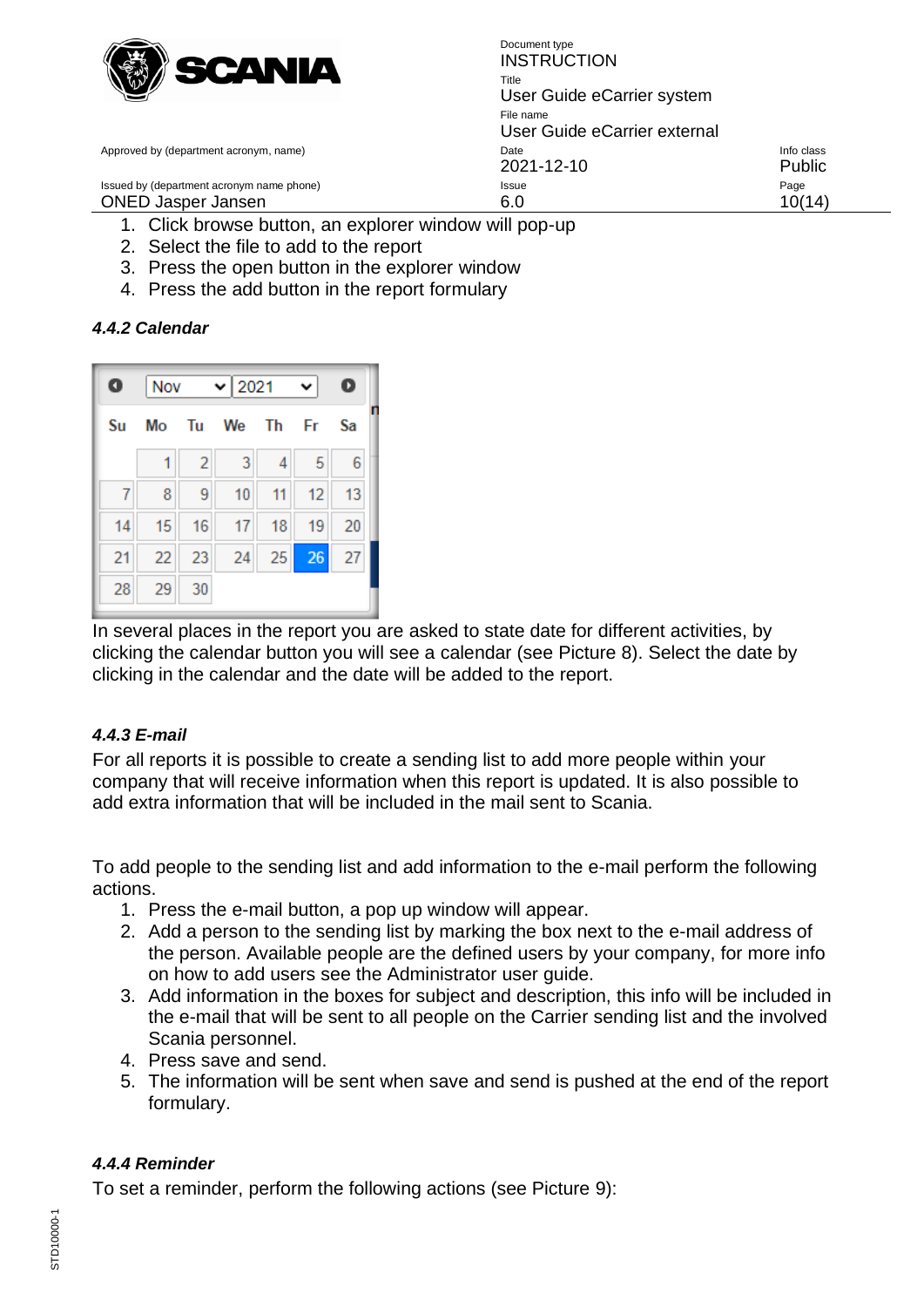1. Click browse button, an explorer window will pop-up
2. Select the file to add to the report
3. Press the open button in the explorer window
4. Press the add button in the report formulary

#### *4.4.2 Calendar*

In several places in the report you are asked to state date for different activities, by clicking the calendar button you will see a calendar (see Picture 8). Select the date by clicking in the calendar and the date will be added to the report.

#### *4.4.3 E-mail*

For all reports it is possible to create a sending list to add more people within your company that will receive information when this report is updated. It is also possible to add extra information that will be included in the mail sent to Scania.

To add people to the sending list and add information to the e-mail perform the following actions.

1. Press the e-mail button, a pop up window will appear.
2. Add a person to the sending list by marking the box next to the e-mail address of the person. Available people are the defined users by your company, for more info on how to add users see the Administrator user guide.
3. Add information in the boxes for subject and description, this info will be included in the e-mail that will be sent to all people on the Carrier sending list and the involved Scania personnel.
4. Press save and send.
5. The information will be sent when save and send is pushed at the end of the report formulary.

#### *4.4.4 Reminder*

To set a reminder, perform the following actions (see Picture 9):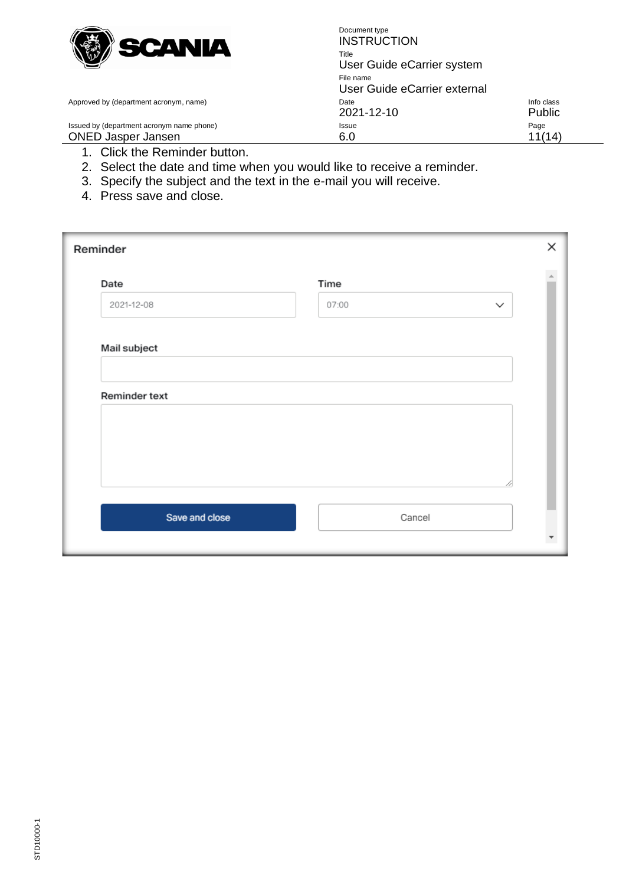1. Click the Reminder button.
2. Select the date and time when you would like to receive a reminder.
3. Specify the subject and the text in the e-mail you will receive.
4. Press save and close.

Reminder

Date: 2021-12-08

Time: 07:00

Mail subject

Reminder text

Save and close

Cancel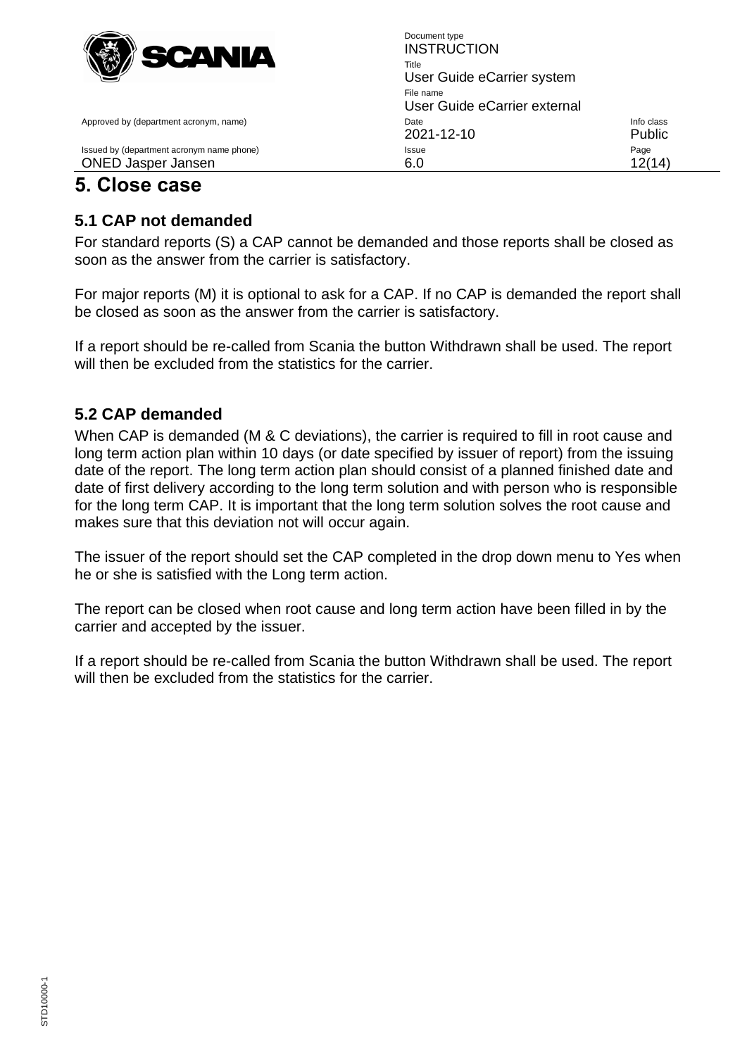# 5. Close case

## 5.1 CAP not demanded

For standard reports (S) a CAP cannot be demanded and those reports shall be closed as soon as the answer from the carrier is satisfactory.

For major reports (M) it is optional to ask for a CAP. If no CAP is demanded the report shall be closed as soon as the answer from the carrier is satisfactory.

If a report should be re-called from Scania the button Withdrawn shall be used. The report will then be excluded from the statistics for the carrier.

## 5.2 CAP demanded

When CAP is demanded (M & C deviations), the carrier is required to fill in root cause and long term action plan within 10 days (or date specified by issuer of report) from the issuing date of the report. The long term action plan should consist of a planned finished date and date of first delivery according to the long term solution and with person who is responsible for the long term CAP. It is important that the long term solution solves the root cause and makes sure that this deviation not will occur again.

The issuer of the report should set the CAP completed in the drop down menu to Yes when he or she is satisfied with the Long term action.

The report can be closed when root cause and long term action have been filled in by the carrier and accepted by the issuer.

If a report should be re-called from Scania the button Withdrawn shall be used. The report will then be excluded from the statistics for the carrier.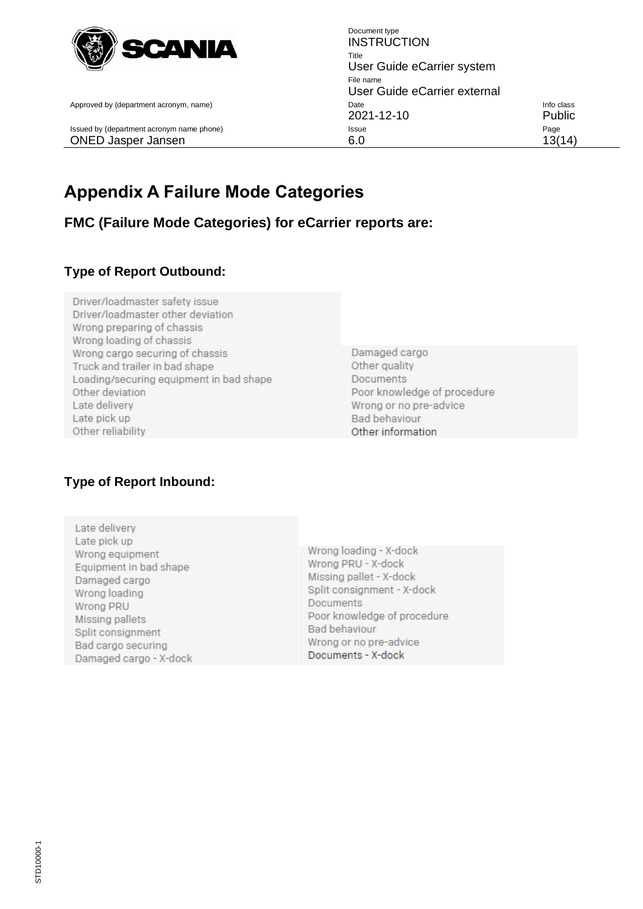# Appendix A Failure Mode Categories

## FMC (Failure Mode Categories) for eCarrier reports are:

### Type of Report Outbound:

- Driver/loadmaster safety issue
- Driver/loadmaster other deviation
- Wrong preparing of chassis
- Wrong loading of chassis
- Wrong cargo securing of chassis
- Truck and trailer in bad shape
- Loading/securing equipment in bad shape
- Other deviation
- Late delivery
- Late pick up
- Other reliability
- Damaged cargo
- Other quality
- Documents
- Poor knowledge of procedure
- Wrong or no pre-advice
- Bad behaviour
- Other information

### Type of Report Inbound:

- Late delivery
- Late pick up
- Wrong equipment
- Equipment in bad shape
- Damaged cargo
- Wrong loading
- Wrong PRU
- Missing pallets
- Split consignment
- Bad cargo securing
- Damaged cargo - X-dock
- Wrong loading - X-dock
- Wrong PRU - X-dock
- Missing pallet - X-dock
- Split consignment - X-dock
- Documents
- Poor knowledge of procedure
- Bad behaviour
- Wrong or no pre-advice
- Documents - X-dock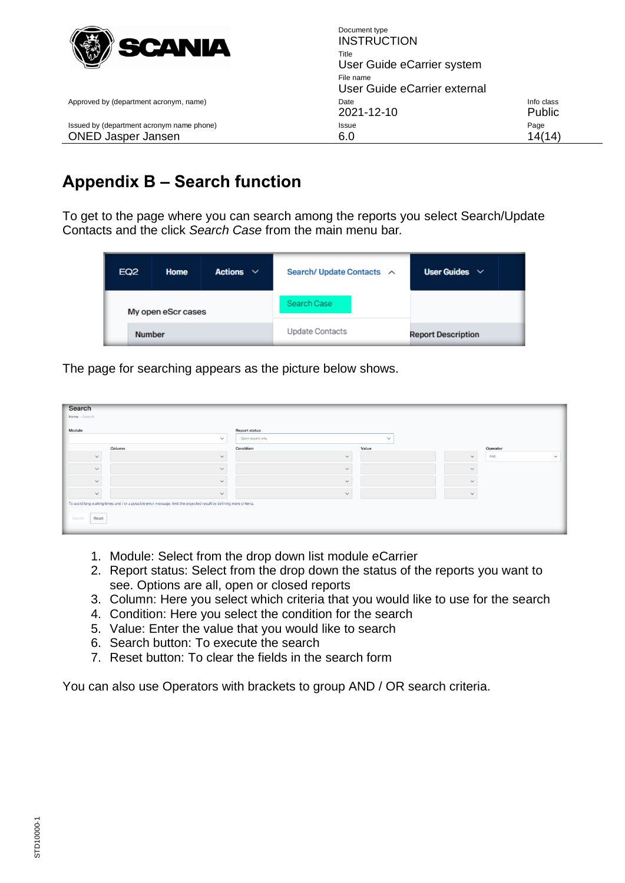## Appendix B – Search function

To get to the page where you can search among the reports you select Search/Update Contacts and the click *Search Case* from the main menu bar.

The page for searching appears as the picture below shows.

1. Module: Select from the drop down list module eCarrier
2. Report status: Select from the drop down the status of the reports you want to see. Options are all, open or closed reports
3. Column: Here you select which criteria that you would like to use for the search
4. Condition: Here you select the condition for the search
5. Value: Enter the value that you would like to search
6. Search button: To execute the search
7. Reset button: To clear the fields in the search form

You can also use Operators with brackets to group AND / OR search criteria.